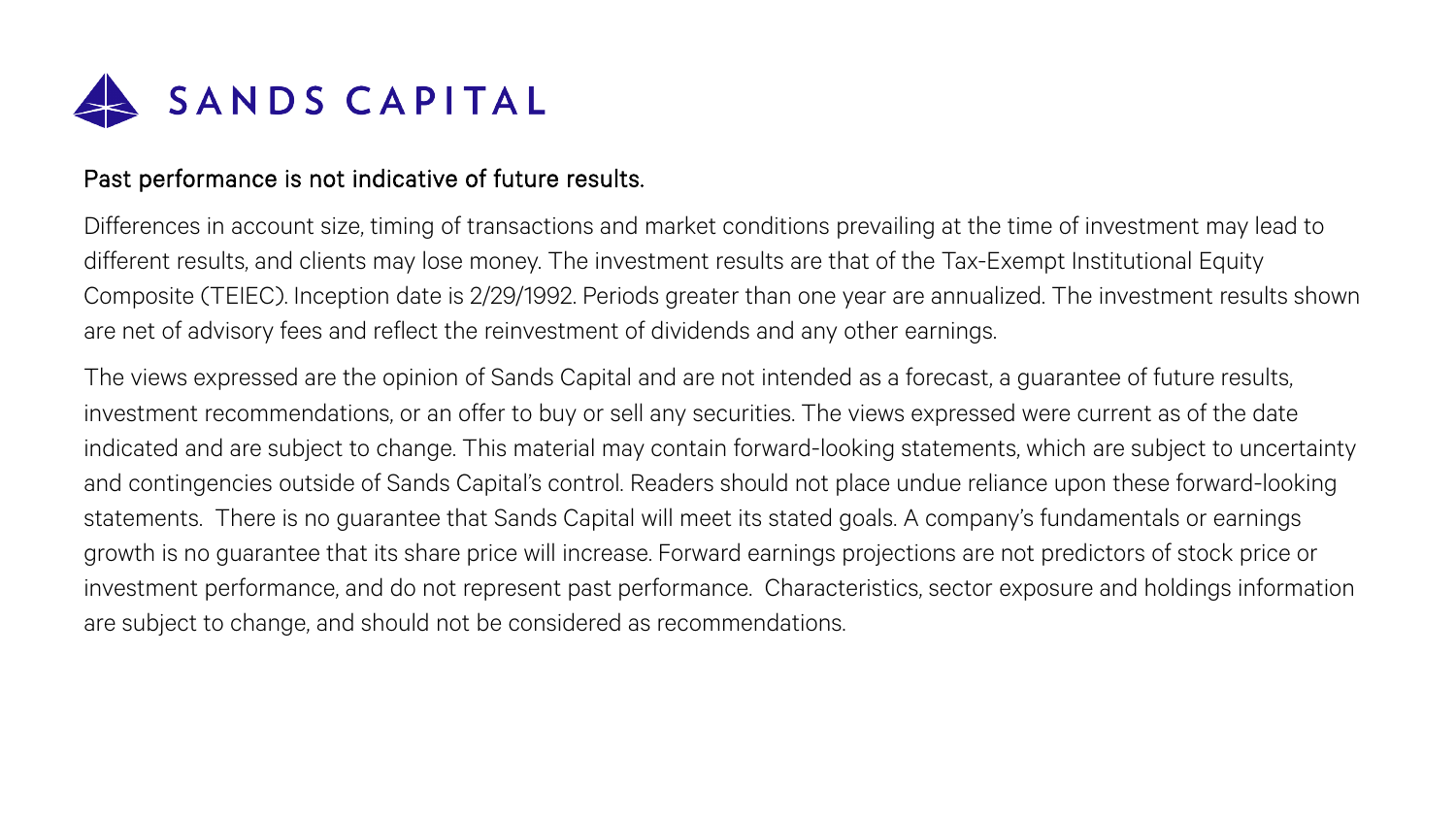# SANDS CAPITAL

Past performance is not indicative of future results.

Differences in account size, timing of transactions and market conditions prevailing at the time of investment may lead to different results, and clients may lose money. The investment results are that of the Tax-Exempt Institutional Equity Composite (TEIEC). Inception date is 2/29/1992. Periods greater than one year are annualized. The investment results shown are net of advisory fees and reflect the reinvestment of dividends and any other earnings.

The views expressed are the opinion of Sands Capital and are not intended as a forecast, a guarantee of future results, investment recommendations, or an offer to buy or sell any securities. The views expressed were current as of the date indicated and are subject to change. This material may contain forward-looking statements, which are subject to uncertainty and contingencies outside of Sands Capital's control. Readers should not place undue reliance upon these forward-looking statements. There is no guarantee that Sands Capital will meet its stated goals. A company's fundamentals or earnings growth is no guarantee that its share price will increase. Forward earnings projections are not predictors of stock price or investment performance, and do not represent past performance. Characteristics, sector exposure and holdings information are subject to change, and should not be considered as recommendations.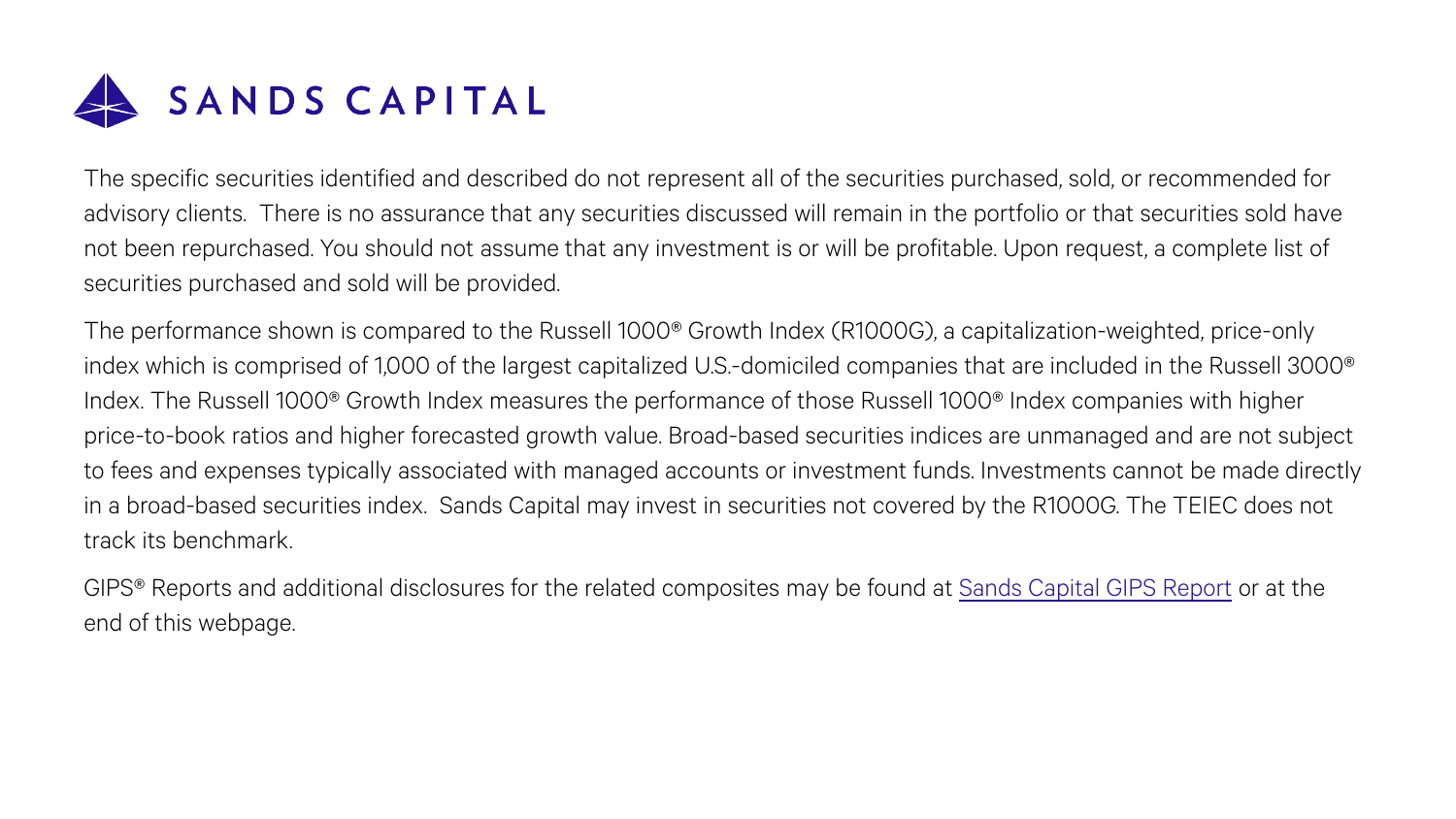# SANDS CAPITAL

The specific securities identified and described do not represent all of the securities purchased, sold, or recommended for advisory clients. There is no assurance that any securities discussed will remain in the portfolio or that securities sold have not been repurchased. You should not assume that any investment is or will be profitable. Upon request, a complete list of securities purchased and sold will be provided.

The performance shown is compared to the Russell 1000® Growth Index (R1000G), a capitalization-weighted, price-only index which is comprised of 1,000 of the largest capitalized U.S.-domiciled companies that are included in the Russell 3000® Index. The Russell 1000® Growth Index measures the performance of those Russell 1000® Index companies with higher price-to-book ratios and higher forecasted growth value. Broad-based securities indices are unmanaged and are not subject to fees and expenses typically associated with managed accounts or investment funds. Investments cannot be made directly in a broad-based securities index. Sands Capital may invest in securities not covered by the R1000G. The TEIEC does not track its benchmark.

GIPS® Reports and additional disclosures for the related composites may be found at [Sands Capital GIPS Report] or at the end of this webpage.